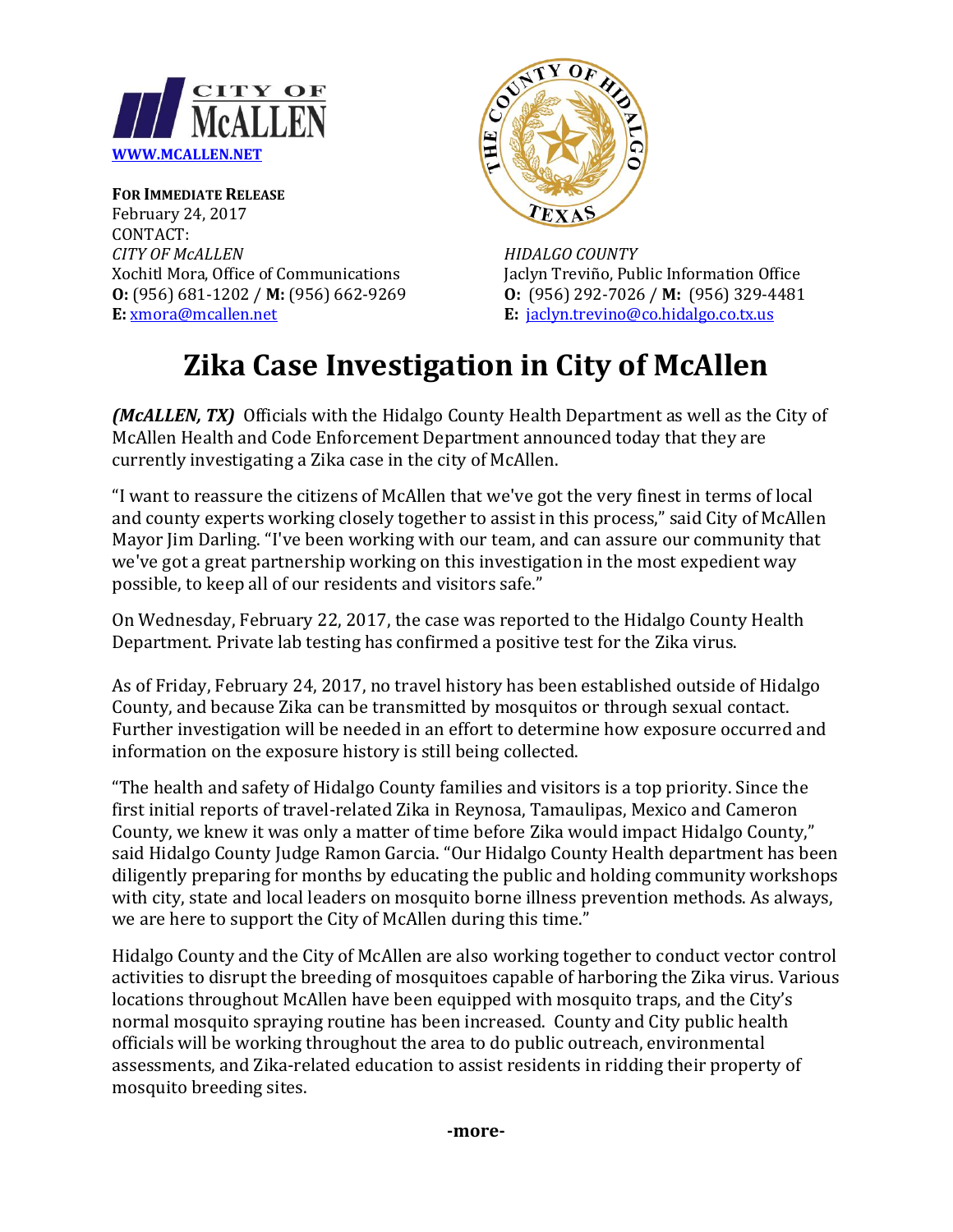CITY OF McALLEN

[WWW.MCALLEN.NET](http://WWW.MCALLEN.NET)

**FOR IMMEDIATE RELEASE**
February 24, 2017
CONTACT:

*CITY OF McALLEN*
Xochitl Mora, Office of Communications
**O:** (956) 681-1202 / **M:** (956) 662-9269
**E:** [xmora@mcallen.net](mailto:xmora@mcallen.net)

*HIDALGO COUNTY*
Jaclyn Treviño, Public Information Office
**O:** (956) 292-7026 / **M:** (956) 329-4481
**E:** [jaclyn.trevino@co.hidalgo.co.tx.us](mailto:jaclyn.trevino@co.hidalgo.co.tx.us)

# Zika Case Investigation in City of McAllen

***(McALLEN, TX)*** Officials with the Hidalgo County Health Department as well as the City of McAllen Health and Code Enforcement Department announced today that they are currently investigating a Zika case in the city of McAllen.

"I want to reassure the citizens of McAllen that we've got the very finest in terms of local and county experts working closely together to assist in this process," said City of McAllen Mayor Jim Darling. "I've been working with our team, and can assure our community that we've got a great partnership working on this investigation in the most expedient way possible, to keep all of our residents and visitors safe."

On Wednesday, February 22, 2017, the case was reported to the Hidalgo County Health Department. Private lab testing has confirmed a positive test for the Zika virus.

As of Friday, February 24, 2017, no travel history has been established outside of Hidalgo County, and because Zika can be transmitted by mosquitos or through sexual contact. Further investigation will be needed in an effort to determine how exposure occurred and information on the exposure history is still being collected.

"The health and safety of Hidalgo County families and visitors is a top priority. Since the first initial reports of travel-related Zika in Reynosa, Tamaulipas, Mexico and Cameron County, we knew it was only a matter of time before Zika would impact Hidalgo County," said Hidalgo County Judge Ramon Garcia. "Our Hidalgo County Health department has been diligently preparing for months by educating the public and holding community workshops with city, state and local leaders on mosquito borne illness prevention methods. As always, we are here to support the City of McAllen during this time."

Hidalgo County and the City of McAllen are also working together to conduct vector control activities to disrupt the breeding of mosquitoes capable of harboring the Zika virus. Various locations throughout McAllen have been equipped with mosquito traps, and the City's normal mosquito spraying routine has been increased. County and City public health officials will be working throughout the area to do public outreach, environmental assessments, and Zika-related education to assist residents in ridding their property of mosquito breeding sites.

**-more-**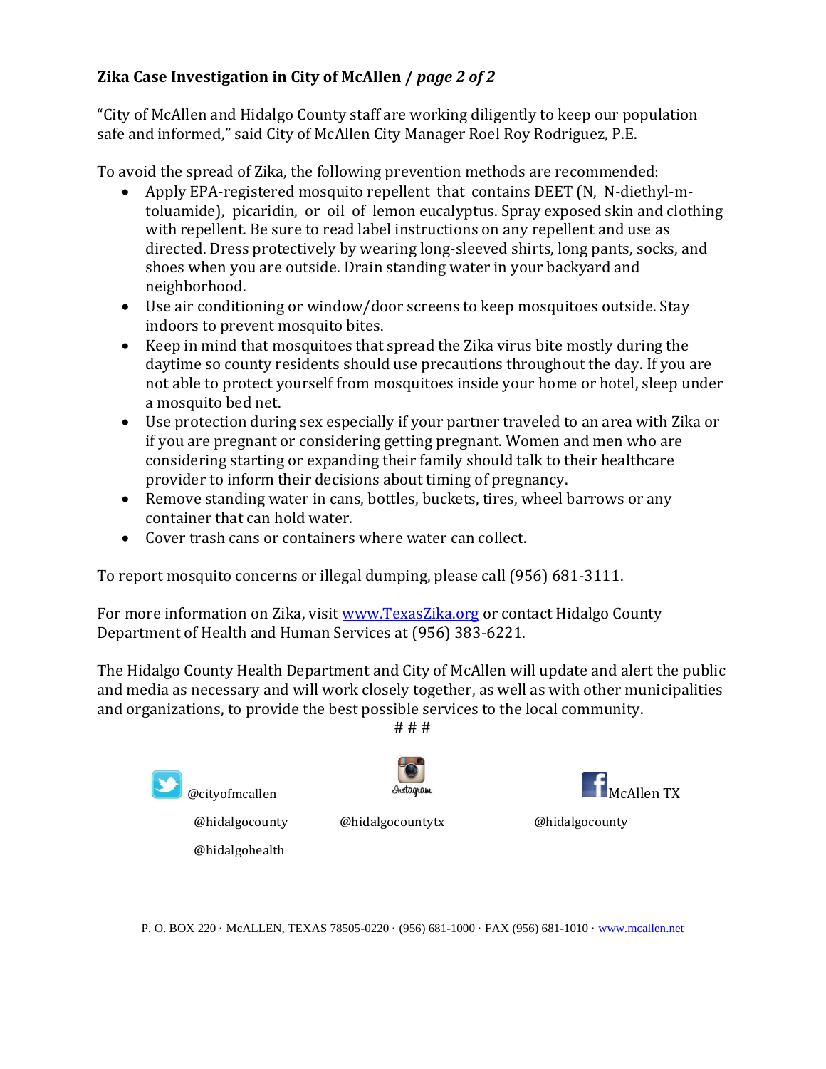**Zika Case Investigation in City of McAllen /** ***page 2 of 2***

"City of McAllen and Hidalgo County staff are working diligently to keep our population safe and informed," said City of McAllen City Manager Roel Roy Rodriguez, P.E.

To avoid the spread of Zika, the following prevention methods are recommended:

- Apply EPA-registered mosquito repellent that contains DEET (N, N-diethyl-m-toluamide), picaridin, or oil of lemon eucalyptus. Spray exposed skin and clothing with repellent. Be sure to read label instructions on any repellent and use as directed. Dress protectively by wearing long-sleeved shirts, long pants, socks, and shoes when you are outside. Drain standing water in your backyard and neighborhood.
- Use air conditioning or window/door screens to keep mosquitoes outside. Stay indoors to prevent mosquito bites.
- Keep in mind that mosquitoes that spread the Zika virus bite mostly during the daytime so county residents should use precautions throughout the day. If you are not able to protect yourself from mosquitoes inside your home or hotel, sleep under a mosquito bed net.
- Use protection during sex especially if your partner traveled to an area with Zika or if you are pregnant or considering getting pregnant. Women and men who are considering starting or expanding their family should talk to their healthcare provider to inform their decisions about timing of pregnancy.
- Remove standing water in cans, bottles, buckets, tires, wheel barrows or any container that can hold water.
- Cover trash cans or containers where water can collect.

To report mosquito concerns or illegal dumping, please call (956) 681-3111.

For more information on Zika, visit www.TexasZika.org or contact Hidalgo County Department of Health and Human Services at (956) 383-6221.

The Hidalgo County Health Department and City of McAllen will update and alert the public and media as necessary and will work closely together, as well as with other municipalities and organizations, to provide the best possible services to the local community.

# # #

@cityofmcallen
@hidalgocounty
@hidalgohealth

Instagram
@hidalgocountytx

McAllen TX
@hidalgocounty

P. O. BOX 220 · McALLEN, TEXAS 78505-0220 · (956) 681-1000 · FAX (956) 681-1010 · www.mcallen.net